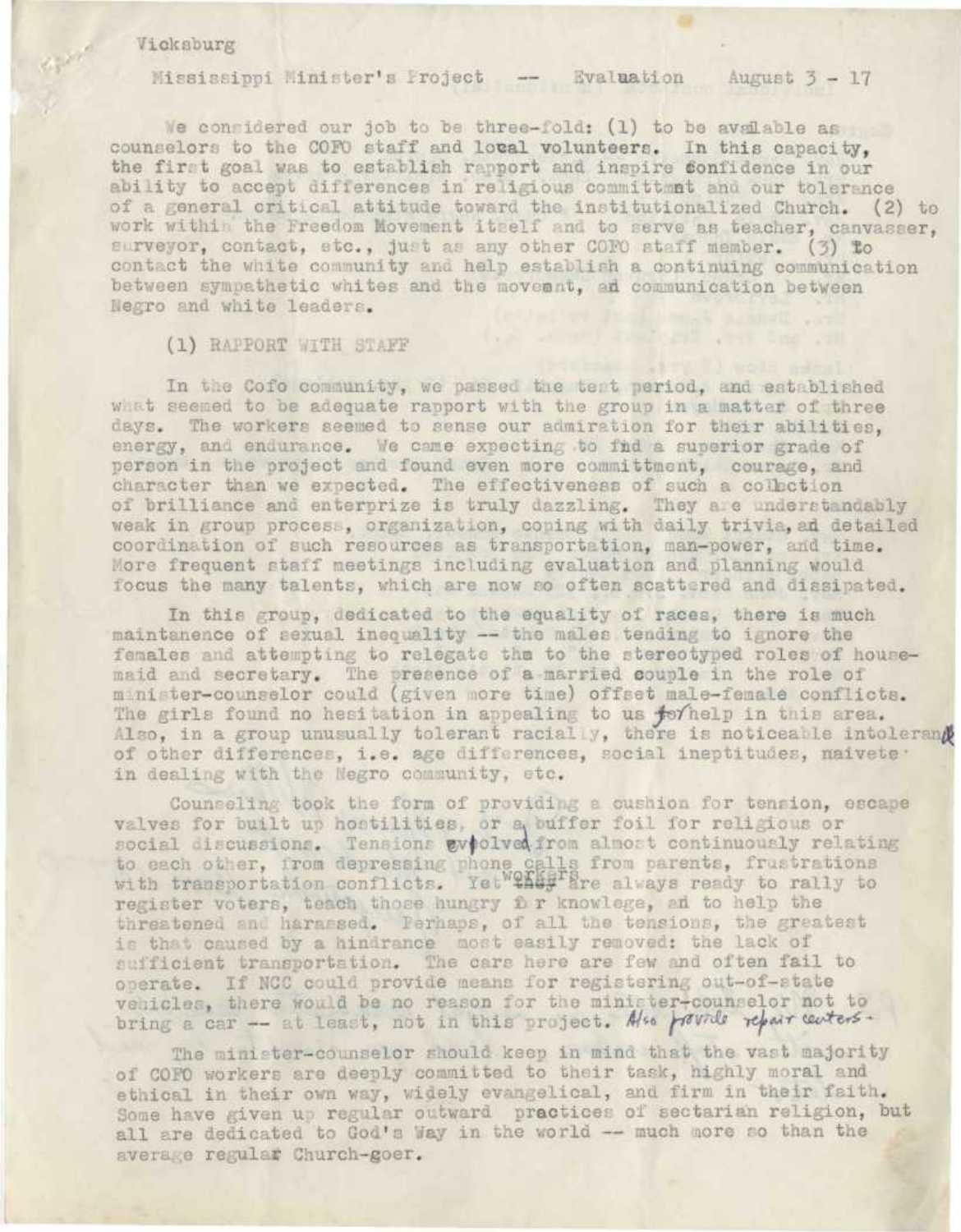Vicksburg

Mississippi Minister's Project -- Evaluation August 3 - 17

We considered our job to be three-fold: (1) to be available as counselors to the COFO staff and local volunteers. In this capacity, the first goal was to establish rapport and inspire confidence in our ability to accept differences in religious committment and our tolerance of a general critical attitude toward the institutionalized Church. (2) to work within the Freedom Movement itself and to serve as teacher, canvasser, surveyor, contact, etc., just as any other COFO staff member. (3) to contact the white community and help establish a continuing communication between sympathetic whites and the movemnt, and communication between Negro and white leaders.

(1) RAPPORT WITH STAFF

In the Cofo community, we passed the test period, and established what seemed to be adequate rapport with the group in a matter of three days. The workers seemed to sense our admiration for their abilities, energy, and endurance. We came expecting to find a superior grade of person in the project and found even more committment, courage, and character than we expected. The effectiveness of such a collection of brilliance and enterprize is truly dazzling. They are understandably weak in group process, organization, coping with daily trivia, and detailed coordination of such resources as transportation, man-power, and time. More frequent staff meetings including evaluation and planning would focus the many talents, which are now so often scattered and dissipated.

In this group, dedicated to the equality of races, there is much maintanence of sexual inequality -- the males tending to ignore the females and attempting to relegate them to the stereotyped roles of housemaid and secretary. The presence of a married couple in the role of minister-counselor could (given more time) offset male-female conflicts. The girls found no hesitation in appealing to us for help in this area. Also, in a group unusually tolerant racially, there is noticeable intolerance of other differences, i.e. age differences, social ineptitudes, naivete in dealing with the Negro community, etc.

Counseling took the form of providing a cushion for tension, escape valves for built up hostilities, or a buffer foil for religious or social discussions. Tensions evolved from almost continuously relating to each other, from depressing phone calls from parents, frustrations with transportation conflicts. Yet workers are always ready to rally to register voters, teach those hungry for knowlege, and to help the threatened and harassed. Perhaps, of all the tensions, the greatest is that caused by a hindrance most easily removed: the lack of sufficient transportation. The cars here are few and often fail to operate. If NCC could provide means for registering out-of-state vehicles, there would be no reason for the minister-counselor not to bring a car -- at least, not in this project. Also provide repair centers -

The minister-counselor should keep in mind that the vast majority of COFO workers are deeply committed to their task, highly moral and ethical in their own way, widely evangelical, and firm in their faith. Some have given up regular outward practices of sectarian religion, but all are dedicated to God's Way in the world -- much more so than the average regular Church-goer.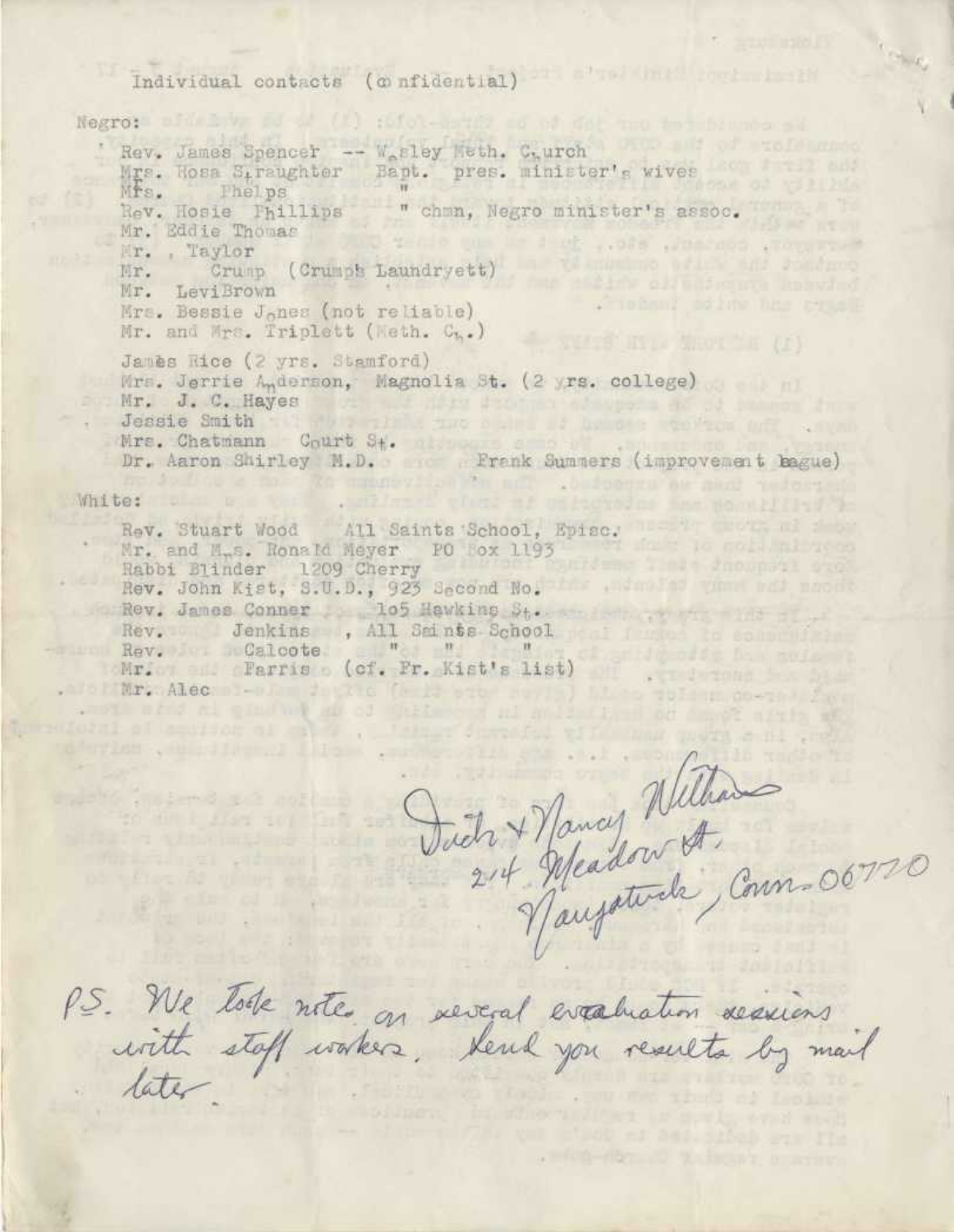Individual contacts (confidential)

Negro:

- Rev. James Spencer -- Wesley Meth. Church
- Mrs. Rosa Straughter Bapt. pres. minister's wives
- Mrs. Phelps "
- Rev. Hosie Phillips " chmn, Negro minister's assoc.
- Mr. Eddie Thomas
- Mr. , Taylor
- Mr. Crump (Crumph Laundryett)
- Mr. LeviBrown
- Mrs. Bessie Jones (not reliable)
- Mr. and Mrs. Triplett (Meth. Ch.)
- James Rice (2 yrs. Stamford)
- Mrs. Jerrie Anderson, Magnolia St. (2 yrs. college)
- Mr. J. C. Hayes
- Jessie Smith
- Mrs. Chatmann Court St.
- Dr. Aaron Shirley M.D. Frank Summers (improvement league)

White:

- Rev. Stuart Wood All Saints School, Episc.
- Mr. and Mrs. Ronald Meyer PO Box 1193
- Rabbi Blinder 1209 Cherry
- Rev. John Kist, S.U.D., 923 Second No.
- Rev. James Conner 105 Hawkins St.
- Rev. Jenkins , All Saints School
- Rev. Calcote " " "
- Mr. Farris (cf. Fr. Kist's list)
- Mr. Alec

Dick + Nancy Williams
214 Meadow St.
Naugatuck, Conn. 06770

P.S. We took notes on several evaluation sessions with staff workers. Send you results by mail later.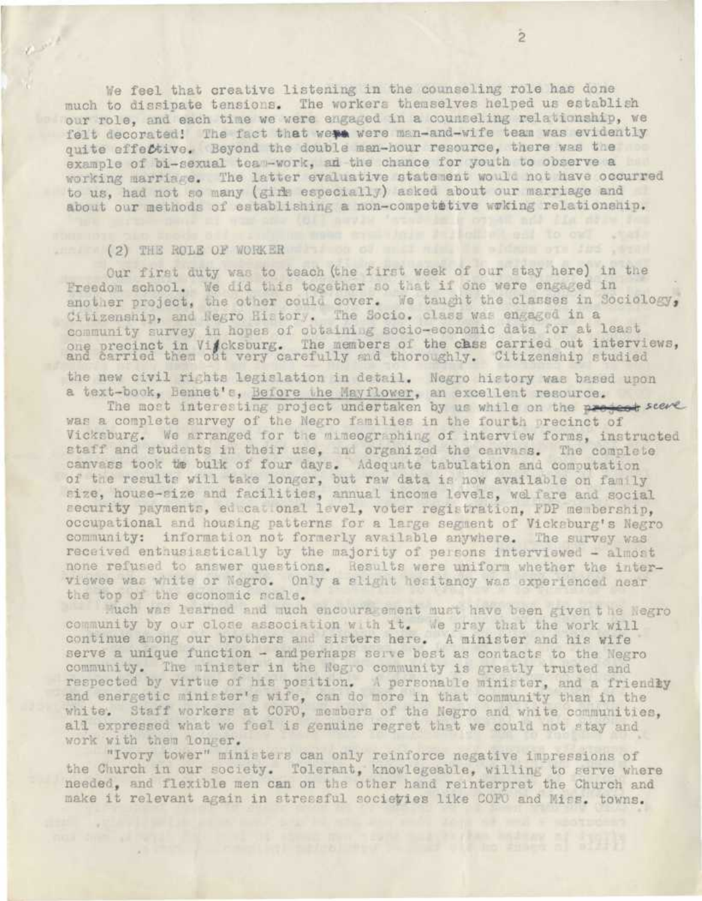We feel that creative listening in the counseling role has done much to dissipate tensions. The workers themselves helped us establish our role, and each time we were engaged in a counseling relationship, we felt decorated! The fact that we were man-and-wife team was evidently quite effective. Beyond the double man-hour resource, there was the example of bi-sexual team-work, and the chance for youth to observe a working marriage. The latter evaluative statement would not have occurred to us, had not so many (girls especially) asked about our marriage and about our methods of establishing a non-competitive working relationship.

(2) THE ROLE OF WORKER

Our first duty was to teach (the first week of our stay here) in the Freedom school. We did this together so that if one were engaged in another project, the other could cover. We taught the classes in Sociology, Citizenship, and Negro History. The Socio. class was engaged in a community survey in hopes of obtaining socio-economic data for at least one precinct in Vicksburg. The members of the class carried out interviews, and carried them out very carefully and thoroughly. Citizenship studied the new civil rights legislation in detail. Negro history was based upon a text-book, Bennet's, Before the Mayflower, an excellent resource.

The most interesting project undertaken by us while on the scene was a complete survey of the Negro families in the fourth precinct of Vicksburg. We arranged for the mimeographing of interview forms, instructed staff and students in their use, and organized the canvass. The complete canvass took the bulk of four days. Adequate tabulation and computation of the results will take longer, but raw data is now available on family size, house-size and facilities, annual income levels, welfare and social security payments, educational level, voter registration, FDP membership, occupational and housing patterns for a large segment of Vicksburg's Negro community: information not formerly available anywhere. The survey was received enthusiastically by the majority of persons interviewed - almost none refused to answer questions. Results were uniform whether the interviewee was white or Negro. Only a slight hesitancy was experienced near the top of the economic scale.

Much was learned and much encouragement must have been given the Negro community by our close association with it. We pray that the work will continue among our brothers and sisters here. A minister and his wife serve a unique function - and perhaps serve best as contacts to the Negro community. The minister in the Negro community is greatly trusted and respected by virtue of his position. A personable minister, and a friendly and energetic minister's wife, can do more in that community than in the white. Staff workers at COFO, members of the Negro and white communities, all expressed what we feel is genuine regret that we could not stay and work with them longer.

"Ivory tower" ministers can only reinforce negative impressions of the Church in our society. Tolerant, knowlegeable, willing to serve where needed, and flexible men can on the other hand reinterpret the Church and make it relevant again in stressful societies like COFO and Miss. towns.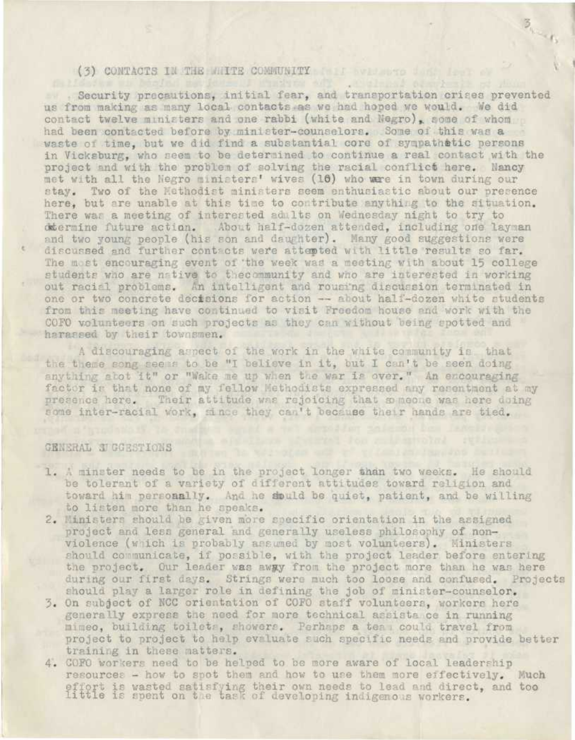(3) CONTACTS IN THE WHITE COMMUNITY

Security precautions, initial fear, and transportation crises prevented us from making as many local contacts as we had hoped we would. We did contact twelve ministers and one rabbi (white and Negro), some of whom had been contacted before by minister-counselors. Some of this was a waste of time, but we did find a substantial core of sympathetic persons in Vicksburg, who seem to be determined to continue a real contact with the project and with the problem of solving the racial conflict here. Nancy met with all the Negro ministers' wives (10) who were in town during our stay. Two of the Methodist ministers seem enthusiastic about our presence here, but are unable at this time to contribute anything to the situation. There was a meeting of interested adults on Wednesday night to try to determine future action. About half-dozen attended, including one layman and two young people (his son and daughter). Many good suggestions were discussed and further contacts were attempted with little results so far. The most encouraging event of the week was a meeting with about 15 college students who are native to the community and who are interested in working out racial problems. An intelligent and rousing discussion terminated in one or two concrete decisions for action -- about half-dozen white students from this meeting have continued to visit Freedom house and work with the COFO volunteers on such projects as they can without being spotted and harassed by their townsmen.

A discouraging aspect of the work in the white community is that the theme song seems to be "I believe in it, but I can't be seen doing anything abot it" or "Wake me up when the war is over." An encouraging factor is that none of my fellow Methodists expressed any resentment at my presence here. Their attitude was rejoicing that someone was here doing some inter-racial work, since they can't because their hands are tied.

GENERAL SUGGESTIONS

1. A minster needs to be in the project longer than two weeks. He should be tolerant of a variety of different attitudes toward religion and toward him personally. And he should be quiet, patient, and be willing to listen more than he speaks.
2. Ministers should be given more specific orientation in the assigned project and less general and generally useless philosophy of non-violence (which is probably assumed by most volunteers). Ministers should communicate, if possible, with the project leader before entering the project. Our leader was away from the project more than he was here during our first days. Strings were much too loose and confused. Projects should play a larger role in defining the job of minister-counselor.
3. On subject of NCC orientation of COFO staff volunteers, workers here generally express the need for more technical assistance in running mimeo, building toilets, showers. Perhaps a team could travel from project to project to help evaluate such specific needs and provide better training in these matters.
4. COFO workers need to be helped to be more aware of local leadership resources - how to spot them and how to use them more effectively. Much effort is wasted satisfying their own needs to lead and direct, and too little is spent on the task of developing indigenous workers.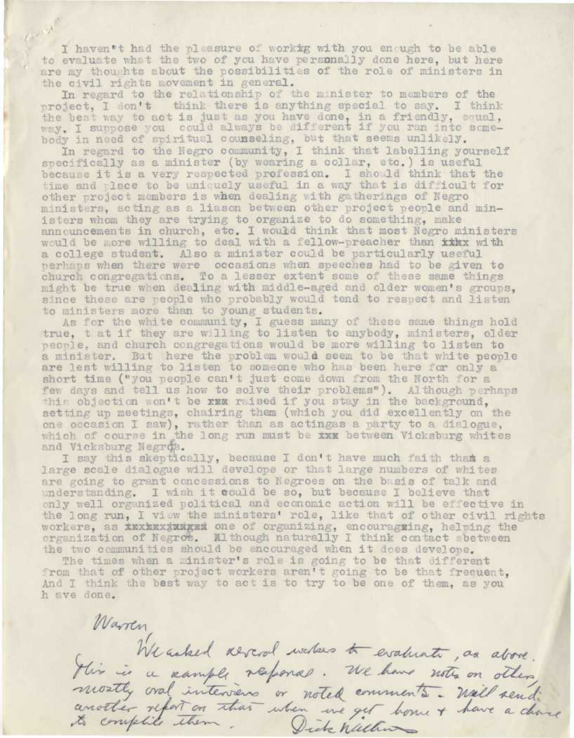I haven't had the pleasure of workig with you enough to be able to evaluate what the two of you have personally done here, but here are my thoughts about the possibilities of the role of ministers in the civil rights movement in general.

In regard to the relationship of the minister to members of the project, I don't think there is anything special to say. I think the best way to act is just as you have done, in a friendly, equal, way. I suppose you could always be different if you ran into somebody in need of spiritual counseling, but that seems unlikely.

In regard to the Negro community, I think that labelling yourself specifically as a minister (by wearing a collar, etc.) is useful because it is a very respected profession. I should think that the time and place to be uniquely useful in a way that is difficult for other project members is when dealing with gatherings of Negro ministers, acting as a liason between other project people and ministers whom they are trying to organize to do something, make announcements in church, etc. I would think that most Negro ministers would be more willing to deal with a fellow-preacher than ~~xxx~~ with a college student. Also a minister could be particularly useful perhaps when there were occasions when speeches had to be given to church congregations. To a lesser extent some of these same things might be true when dealing with middle-aged and older women's groups, since these are people who probably would tend to respect and listen to ministers more than to young students.

As for the white community, I guess many of these same things hold true, that if they are willing to listen to anybody, ministers, older people, and church congregations would be more willing to listen to a minister. But here the problem would seem to be that white people are lest willing to listen to someone who has been here for only a short time ("you people can't just come down from the North for a few days and tell us how to solve their problems"). Although perhaps this objection won't be ~~xxx~~ raised if you stay in the background, setting up meetings, chairing them (which you did excellently on the one occasion I saw), rather than as actingas a party to a dialogue, which of course in the long run must be ~~xxx~~ between Vicksburg whites and Vicksburg Negros.

I say this skeptically, because I don't have much faith that a large scale dialogue will develope or that large numbers of whites are going to grant concessions to Negroes on the basis of talk and understanding. I wish it could be so, but because I believe that only well organized political and economic action will be effective in the long run, I view the ministers' role, like that of other civil rights workers, as ~~xxxxxxxxxxxx~~ one of organizing, encouraging, helping the organization of Negros. Although naturally I think contact sbetween the two communities should be encouraged when it does develope.

The times when a minister's role is going to be that different from that of other project workers aren't going to be that frequent, And I think the best way to act is to try to be one of them, as you h ave done.

Warren

We asked several workers to evaluate, as above. This is a sample response. We have notes on others, mostly oral interviews or noted comments. Will send another report on that when we get home + have a chance to complete them. Dick Walton